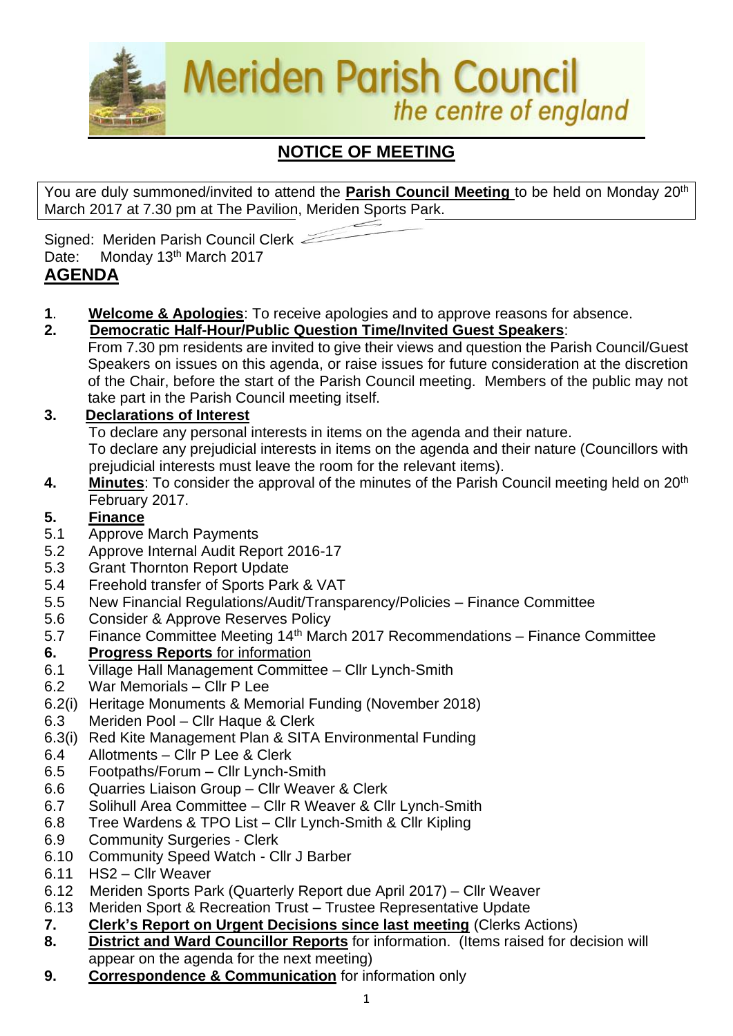# Meriden Parish Council
*the centre of england*

## NOTICE OF MEETING

You are duly summoned/invited to attend the **Parish Council Meeting** to be held on Monday 20th March 2017 at 7.30 pm at The Pavilion, Meriden Sports Park.

Signed: Meriden Parish Council Clerk

Date: Monday 13th March 2017

## AGENDA

**1**. **Welcome & Apologies**: To receive apologies and to approve reasons for absence.

**2. Democratic Half-Hour/Public Question Time/Invited Guest Speakers**:
From 7.30 pm residents are invited to give their views and question the Parish Council/Guest Speakers on issues on this agenda, or raise issues for future consideration at the discretion of the Chair, before the start of the Parish Council meeting. Members of the public may not take part in the Parish Council meeting itself.

**3. Declarations of Interest**
To declare any personal interests in items on the agenda and their nature.
To declare any prejudicial interests in items on the agenda and their nature (Councillors with prejudicial interests must leave the room for the relevant items).

**4. Minutes**: To consider the approval of the minutes of the Parish Council meeting held on 20th February 2017.

**5. Finance**

- 5.1 Approve March Payments
- 5.2 Approve Internal Audit Report 2016-17
- 5.3 Grant Thornton Report Update
- 5.4 Freehold transfer of Sports Park & VAT
- 5.5 New Financial Regulations/Audit/Transparency/Policies – Finance Committee
- 5.6 Consider & Approve Reserves Policy
- 5.7 Finance Committee Meeting 14th March 2017 Recommendations – Finance Committee

**6. Progress Reports** for information

- 6.1 Village Hall Management Committee – Cllr Lynch-Smith
- 6.2 War Memorials – Cllr P Lee
- 6.2(i) Heritage Monuments & Memorial Funding (November 2018)
- 6.3 Meriden Pool – Cllr Haque & Clerk
- 6.3(i) Red Kite Management Plan & SITA Environmental Funding
- 6.4 Allotments – Cllr P Lee & Clerk
- 6.5 Footpaths/Forum – Cllr Lynch-Smith
- 6.6 Quarries Liaison Group – Cllr Weaver & Clerk
- 6.7 Solihull Area Committee – Cllr R Weaver & Cllr Lynch-Smith
- 6.8 Tree Wardens & TPO List – Cllr Lynch-Smith & Cllr Kipling
- 6.9 Community Surgeries - Clerk
- 6.10 Community Speed Watch - Cllr J Barber
- 6.11 HS2 – Cllr Weaver
- 6.12 Meriden Sports Park (Quarterly Report due April 2017) – Cllr Weaver
- 6.13 Meriden Sport & Recreation Trust – Trustee Representative Update

**7. Clerk's Report on Urgent Decisions since last meeting** (Clerks Actions)

**8. District and Ward Councillor Reports** for information. (Items raised for decision will appear on the agenda for the next meeting)

**9. Correspondence & Communication** for information only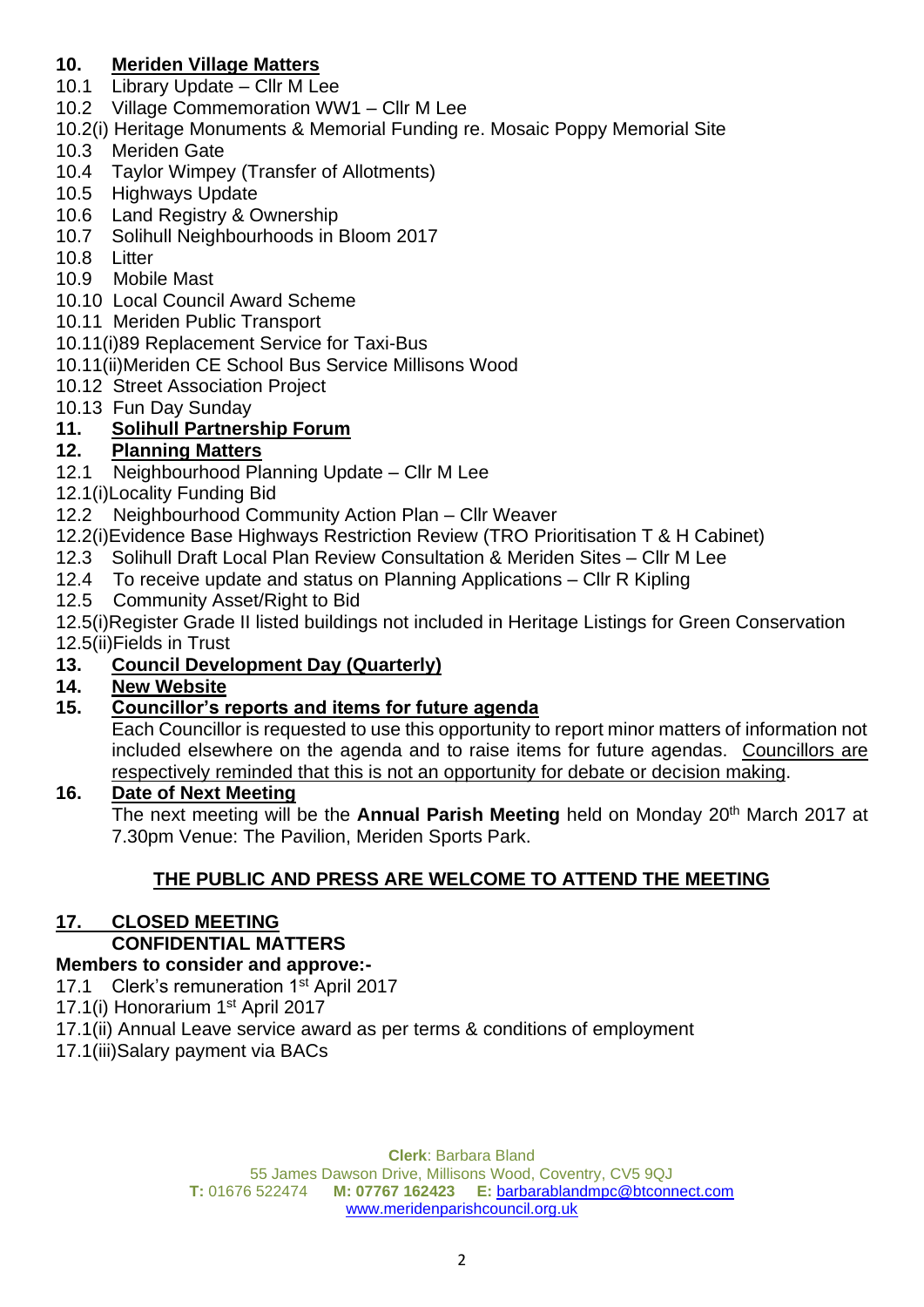**10. Meriden Village Matters**

10.1 Library Update – Cllr M Lee
10.2 Village Commemoration WW1 – Cllr M Lee
10.2(i) Heritage Monuments & Memorial Funding re. Mosaic Poppy Memorial Site
10.3 Meriden Gate
10.4 Taylor Wimpey (Transfer of Allotments)
10.5 Highways Update
10.6 Land Registry & Ownership
10.7 Solihull Neighbourhoods in Bloom 2017
10.8 Litter
10.9 Mobile Mast
10.10 Local Council Award Scheme
10.11 Meriden Public Transport
10.11(i)89 Replacement Service for Taxi-Bus
10.11(ii)Meriden CE School Bus Service Millisons Wood
10.12 Street Association Project
10.13 Fun Day Sunday

**11. Solihull Partnership Forum**

**12. Planning Matters**

12.1 Neighbourhood Planning Update – Cllr M Lee
12.1(i)Locality Funding Bid
12.2 Neighbourhood Community Action Plan – Cllr Weaver
12.2(i)Evidence Base Highways Restriction Review (TRO Prioritisation T & H Cabinet)
12.3 Solihull Draft Local Plan Review Consultation & Meriden Sites – Cllr M Lee
12.4 To receive update and status on Planning Applications – Cllr R Kipling
12.5 Community Asset/Right to Bid
12.5(i)Register Grade II listed buildings not included in Heritage Listings for Green Conservation
12.5(ii)Fields in Trust

**13. Council Development Day (Quarterly)**

**14. New Website**

**15. Councillor's reports and items for future agenda**

Each Councillor is requested to use this opportunity to report minor matters of information not included elsewhere on the agenda and to raise items for future agendas. Councillors are respectively reminded that this is not an opportunity for debate or decision making.

**16. Date of Next Meeting**

The next meeting will be the **Annual Parish Meeting** held on Monday 20th March 2017 at 7.30pm Venue: The Pavilion, Meriden Sports Park.

**THE PUBLIC AND PRESS ARE WELCOME TO ATTEND THE MEETING**

**17. CLOSED MEETING**
**CONFIDENTIAL MATTERS**

**Members to consider and approve:-**

17.1 Clerk's remuneration 1st April 2017
17.1(i) Honorarium 1st April 2017
17.1(ii) Annual Leave service award as per terms & conditions of employment
17.1(iii)Salary payment via BACs

**Clerk**: Barbara Bland
55 James Dawson Drive, Millisons Wood, Coventry, CV5 9QJ
**T:** 01676 522474 **M: 07767 162423 E:** barbarablandmpc@btconnect.com
www.meridenparishcouncil.org.uk